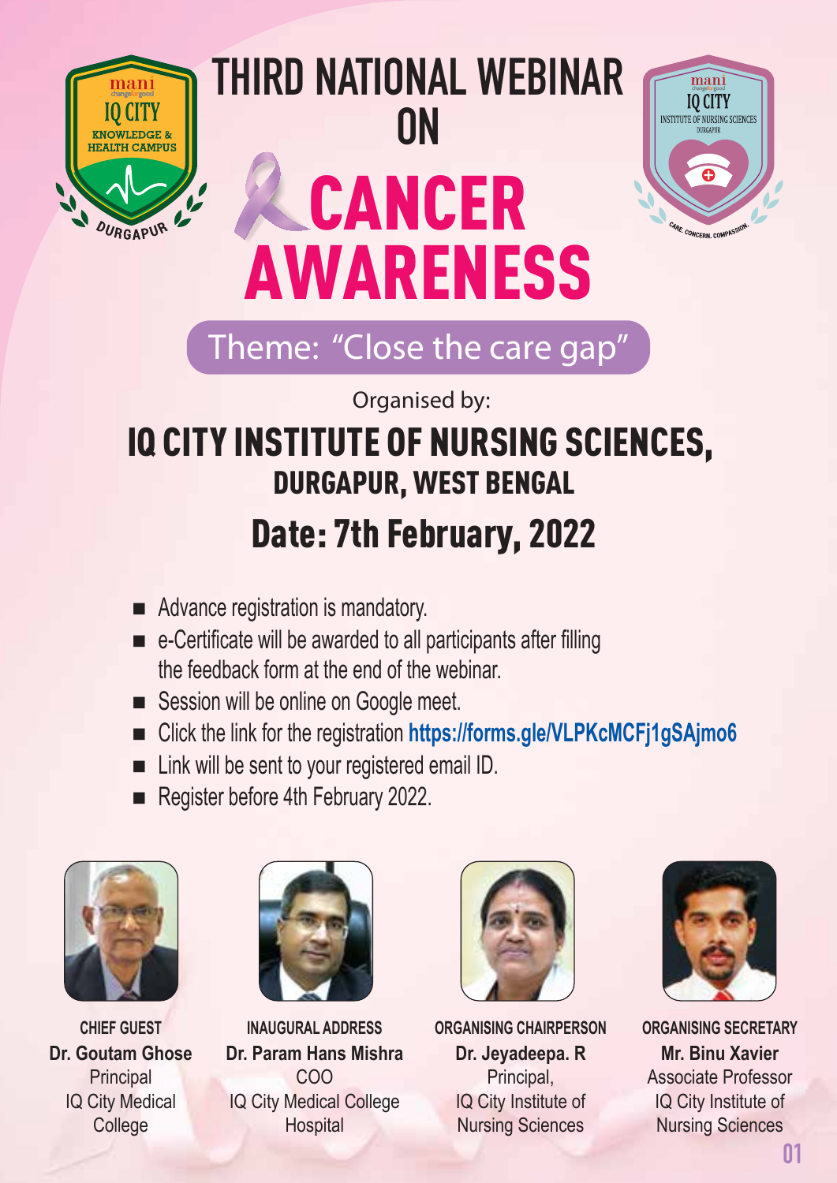# THIRD NATIONAL WEBINAR ON

# CANCER AWARENESS

## Theme: "Close the care gap"

Organised by:

## IQ CITY INSTITUTE OF NURSING SCIENCES, DURGAPUR, WEST BENGAL

## Date: 7th February, 2022

- Advance registration is mandatory.
- e-Certificate will be awarded to all participants after filling the feedback form at the end of the webinar.
- Session will be online on Google meet.
- Click the link for the registration **https://forms.gle/VLPKcMCFj1gSAjmo6**
- Link will be sent to your registered email ID.
- Register before 4th February 2022.

**CHIEF GUEST**
**Dr. Goutam Ghose**
Principal
IQ City Medical College

**INAUGURAL ADDRESS**
**Dr. Param Hans Mishra**
COO
IQ City Medical College Hospital

**ORGANISING CHAIRPERSON**
**Dr. Jeyadeepa. R**
Principal,
IQ City Institute of Nursing Sciences

**ORGANISING SECRETARY**
**Mr. Binu Xavier**
Associate Professor
IQ City Institute of Nursing Sciences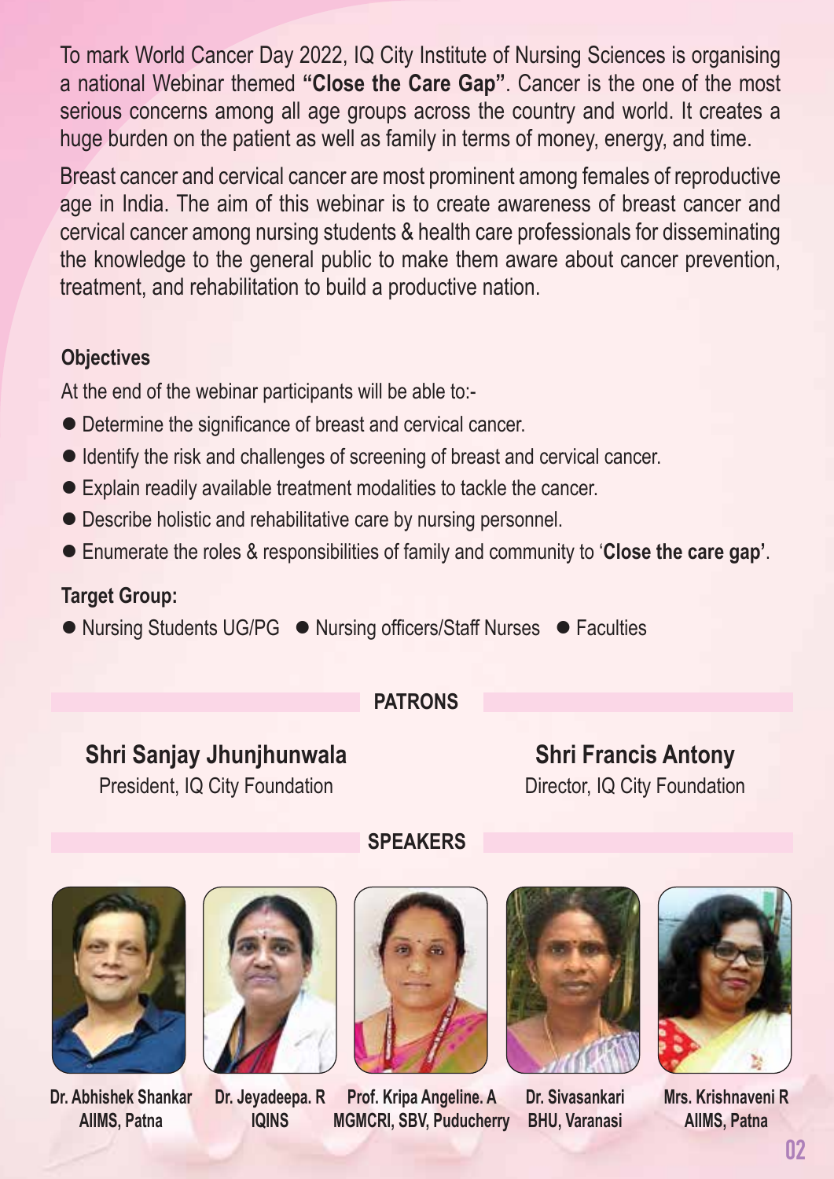To mark World Cancer Day 2022, IQ City Institute of Nursing Sciences is organising a national Webinar themed **"Close the Care Gap"**. Cancer is the one of the most serious concerns among all age groups across the country and world. It creates a huge burden on the patient as well as family in terms of money, energy, and time.

Breast cancer and cervical cancer are most prominent among females of reproductive age in India. The aim of this webinar is to create awareness of breast cancer and cervical cancer among nursing students & health care professionals for disseminating the knowledge to the general public to make them aware about cancer prevention, treatment, and rehabilitation to build a productive nation.

### Objectives

At the end of the webinar participants will be able to:-

- Determine the significance of breast and cervical cancer.
- Identify the risk and challenges of screening of breast and cervical cancer.
- Explain readily available treatment modalities to tackle the cancer.
- Describe holistic and rehabilitative care by nursing personnel.
- Enumerate the roles & responsibilities of family and community to '**Close the care gap'**.

### Target Group:

- Nursing Students UG/PG
- Nursing officers/Staff Nurses
- Faculties

## PATRONS

**Shri Sanjay Jhunjhunwala**
President, IQ City Foundation

**Shri Francis Antony**
Director, IQ City Foundation

## SPEAKERS

**Dr. Abhishek Shankar**
AIIMS, Patna

**Dr. Jeyadeepa. R**
IQINS

**Prof. Kripa Angeline. A**
MGMCRI, SBV, Puducherry

**Dr. Sivasankari**
BHU, Varanasi

**Mrs. Krishnaveni R**
AIIMS, Patna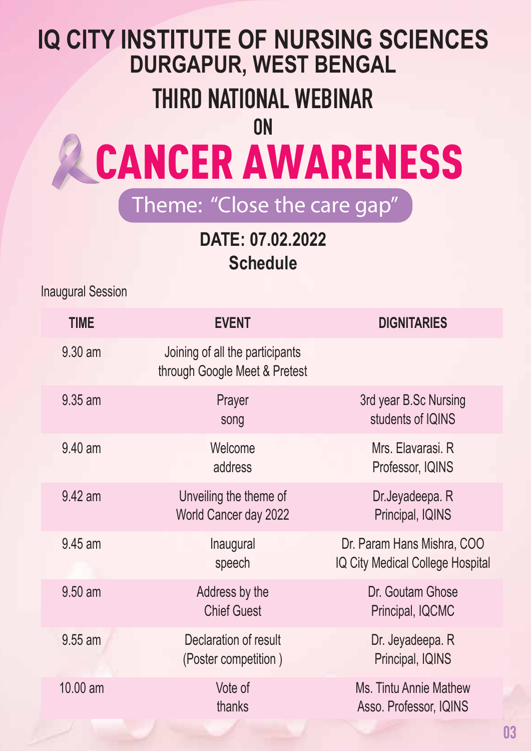# IQ CITY INSTITUTE OF NURSING SCIENCES
## DURGAPUR, WEST BENGAL

## THIRD NATIONAL WEBINAR
## ON
# CANCER AWARENESS

Theme: "Close the care gap"

**DATE: 07.02.2022**

**Schedule**

Inaugural Session

| TIME | EVENT | DIGNITARIES |
|---|---|---|
| 9.30 am | Joining of all the participants through Google Meet & Pretest | |
| 9.35 am | Prayer song | 3rd year B.Sc Nursing students of IQINS |
| 9.40 am | Welcome address | Mrs. Elavarasi. R Professor, IQINS |
| 9.42 am | Unveiling the theme of World Cancer day 2022 | Dr.Jeyadeepa. R Principal, IQINS |
| 9.45 am | Inaugural speech | Dr. Param Hans Mishra, COO IQ City Medical College Hospital |
| 9.50 am | Address by the Chief Guest | Dr. Goutam Ghose Principal, IQCMC |
| 9.55 am | Declaration of result (Poster competition ) | Dr. Jeyadeepa. R Principal, IQINS |
| 10.00 am | Vote of thanks | Ms. Tintu Annie Mathew Asso. Professor, IQINS |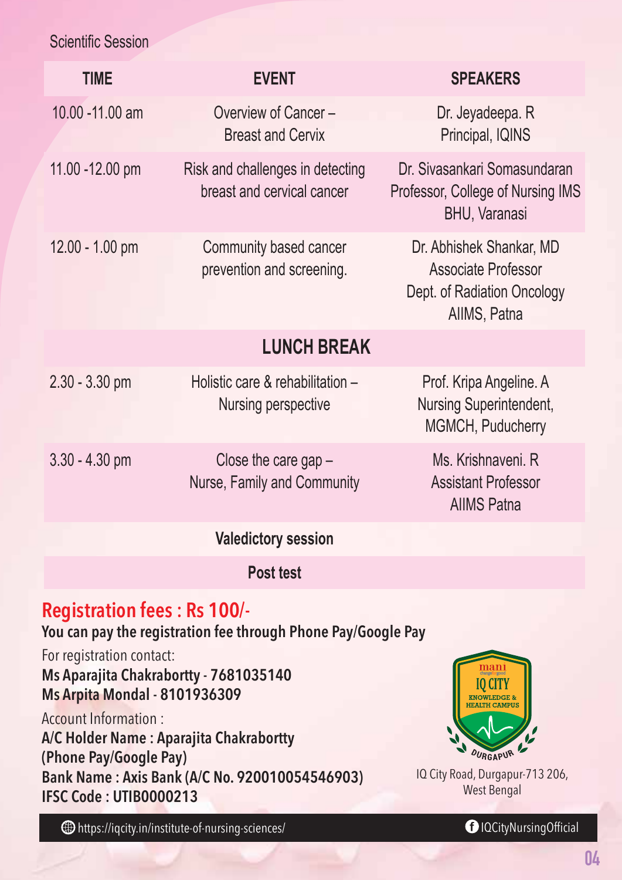Scientific Session

| TIME | EVENT | SPEAKERS |
|---|---|---|
| 10.00 -11.00 am | Overview of Cancer – Breast and Cervix | Dr. Jeyadeepa. R Principal, IQINS |
| 11.00 -12.00 pm | Risk and challenges in detecting breast and cervical cancer | Dr. Sivasankari Somasundaran Professor, College of Nursing IMS BHU, Varanasi |
| 12.00 - 1.00 pm | Community based cancer prevention and screening. | Dr. Abhishek Shankar, MD Associate Professor Dept. of Radiation Oncology AIIMS, Patna |
| **LUNCH BREAK** | | |
| 2.30 - 3.30 pm | Holistic care & rehabilitation – Nursing perspective | Prof. Kripa Angeline. A Nursing Superintendent, MGMCH, Puducherry |
| 3.30 - 4.30 pm | Close the care gap – Nurse, Family and Community | Ms. Krishnaveni. R Assistant Professor AIIMS Patna |
| | **Valedictory session** | |
| | **Post test** | |

## Registration fees : Rs 100/-

**You can pay the registration fee through Phone Pay/Google Pay**

For registration contact:

**Ms Aparajita Chakrabortty - 7681035140**
**Ms Arpita Mondal - 8101936309**

Account Information :

**A/C Holder Name : Aparajita Chakrabortty (Phone Pay/Google Pay)**
**Bank Name : Axis Bank (A/C No. 920010054546903)**
**IFSC Code : UTIB0000213**

mani IQ CITY KNOWLEDGE & HEALTH CAMPUS DURGAPUR

IQ City Road, Durgapur-713 206, West Bengal

https://iqcity.in/institute-of-nursing-sciences/

IQCityNursingOfficial